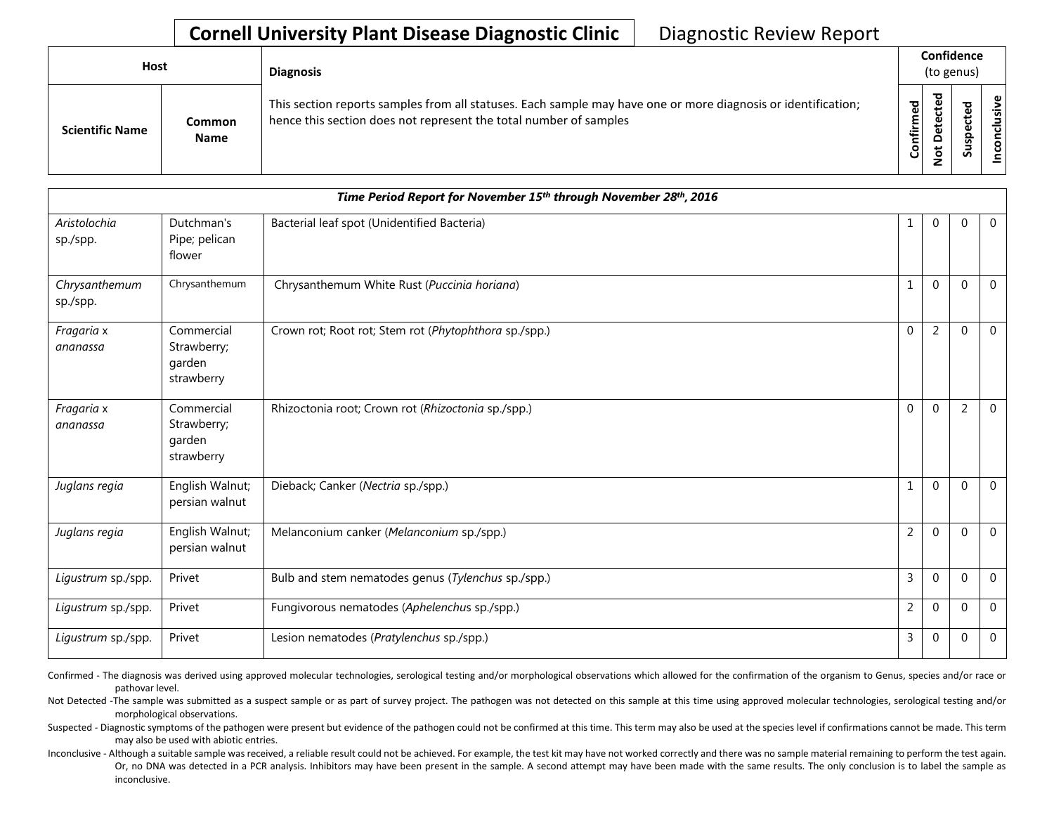**Cornell University Plant Disease Diagnostic Clinic** Diagnostic Review Report

| Host | | Diagnosis | Confidence (to genus) | | | |
|---|---|---|---|---|---|---|
| Scientific Name | Common Name | This section reports samples from all statuses. Each sample may have one or more diagnosis or identification; hence this section does not represent the total number of samples | Confirmed | Not Detected | Suspected | Inconclusive |
| ***Time Period Report for November 15th through November 28th, 2016*** | | | | | | |
| *Aristolochia* sp./spp. | Dutchman's Pipe; pelican flower | Bacterial leaf spot (Unidentified Bacteria) | 1 | 0 | 0 | 0 |
| *Chrysanthemum* sp./spp. | Chrysanthemum | Chrysanthemum White Rust (*Puccinia horiana*) | 1 | 0 | 0 | 0 |
| *Fragaria* x *ananassa* | Commercial Strawberry; garden strawberry | Crown rot; Root rot; Stem rot (*Phytophthora* sp./spp.) | 0 | 2 | 0 | 0 |
| *Fragaria* x *ananassa* | Commercial Strawberry; garden strawberry | Rhizoctonia root; Crown rot (*Rhizoctonia* sp./spp.) | 0 | 0 | 2 | 0 |
| *Juglans regia* | English Walnut; persian walnut | Dieback; Canker (*Nectria* sp./spp.) | 1 | 0 | 0 | 0 |
| *Juglans regia* | English Walnut; persian walnut | Melanconium canker (*Melanconium* sp./spp.) | 2 | 0 | 0 | 0 |
| *Ligustrum* sp./spp. | Privet | Bulb and stem nematodes genus (*Tylenchus* sp./spp.) | 3 | 0 | 0 | 0 |
| *Ligustrum* sp./spp. | Privet | Fungivorous nematodes (*Aphelenchus* sp./spp.) | 2 | 0 | 0 | 0 |
| *Ligustrum* sp./spp. | Privet | Lesion nematodes (*Pratylenchus* sp./spp.) | 3 | 0 | 0 | 0 |

Confirmed - The diagnosis was derived using approved molecular technologies, serological testing and/or morphological observations which allowed for the confirmation of the organism to Genus, species and/or race or pathovar level.

Not Detected -The sample was submitted as a suspect sample or as part of survey project. The pathogen was not detected on this sample at this time using approved molecular technologies, serological testing and/or morphological observations.

Suspected - Diagnostic symptoms of the pathogen were present but evidence of the pathogen could not be confirmed at this time. This term may also be used at the species level if confirmations cannot be made. This term may also be used with abiotic entries.

Inconclusive - Although a suitable sample was received, a reliable result could not be achieved. For example, the test kit may have not worked correctly and there was no sample material remaining to perform the test again. Or, no DNA was detected in a PCR analysis. Inhibitors may have been present in the sample. A second attempt may have been made with the same results. The only conclusion is to label the sample as inconclusive.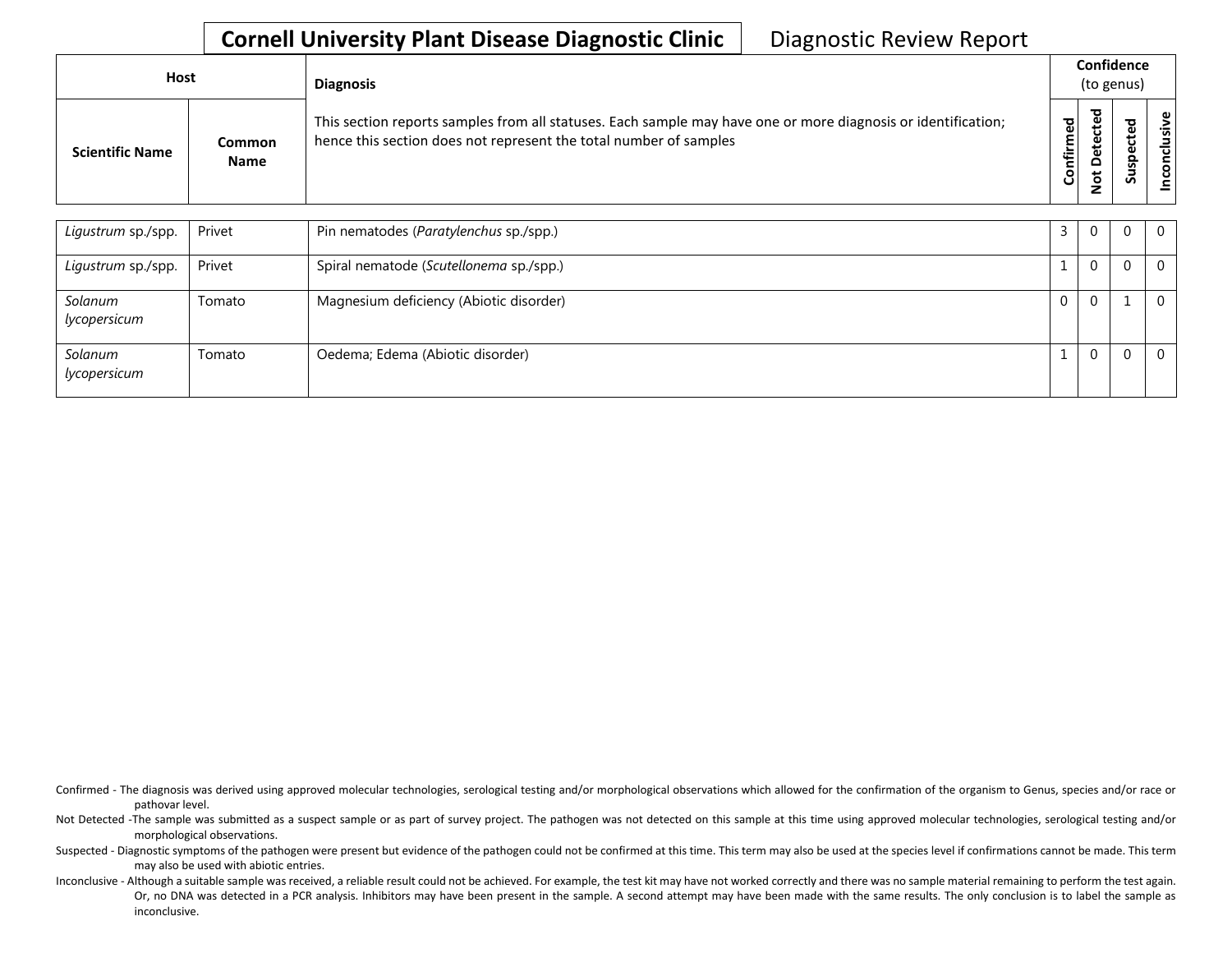# Cornell University Plant Disease Diagnostic Clinic — Diagnostic Review Report

| Host | | Diagnosis | Confidence (to genus) | | | |
|---|---|---|---|---|---|---|
| Scientific Name | Common Name | This section reports samples from all statuses. Each sample may have one or more diagnosis or identification; hence this section does not represent the total number of samples | Confirmed | Not Detected | Suspected | Inconclusive |
| *Ligustrum* sp./spp. | Privet | Pin nematodes (*Paratylenchus* sp./spp.) | 3 | 0 | 0 | 0 |
| *Ligustrum* sp./spp. | Privet | Spiral nematode (*Scutellonema* sp./spp.) | 1 | 0 | 0 | 0 |
| *Solanum lycopersicum* | Tomato | Magnesium deficiency (Abiotic disorder) | 0 | 0 | 1 | 0 |
| *Solanum lycopersicum* | Tomato | Oedema; Edema (Abiotic disorder) | 1 | 0 | 0 | 0 |

Confirmed - The diagnosis was derived using approved molecular technologies, serological testing and/or morphological observations which allowed for the confirmation of the organism to Genus, species and/or race or pathovar level.

Not Detected -The sample was submitted as a suspect sample or as part of survey project. The pathogen was not detected on this sample at this time using approved molecular technologies, serological testing and/or morphological observations.

Suspected - Diagnostic symptoms of the pathogen were present but evidence of the pathogen could not be confirmed at this time. This term may also be used at the species level if confirmations cannot be made. This term may also be used with abiotic entries.

Inconclusive - Although a suitable sample was received, a reliable result could not be achieved. For example, the test kit may have not worked correctly and there was no sample material remaining to perform the test again. Or, no DNA was detected in a PCR analysis. Inhibitors may have been present in the sample. A second attempt may have been made with the same results. The only conclusion is to label the sample as inconclusive.